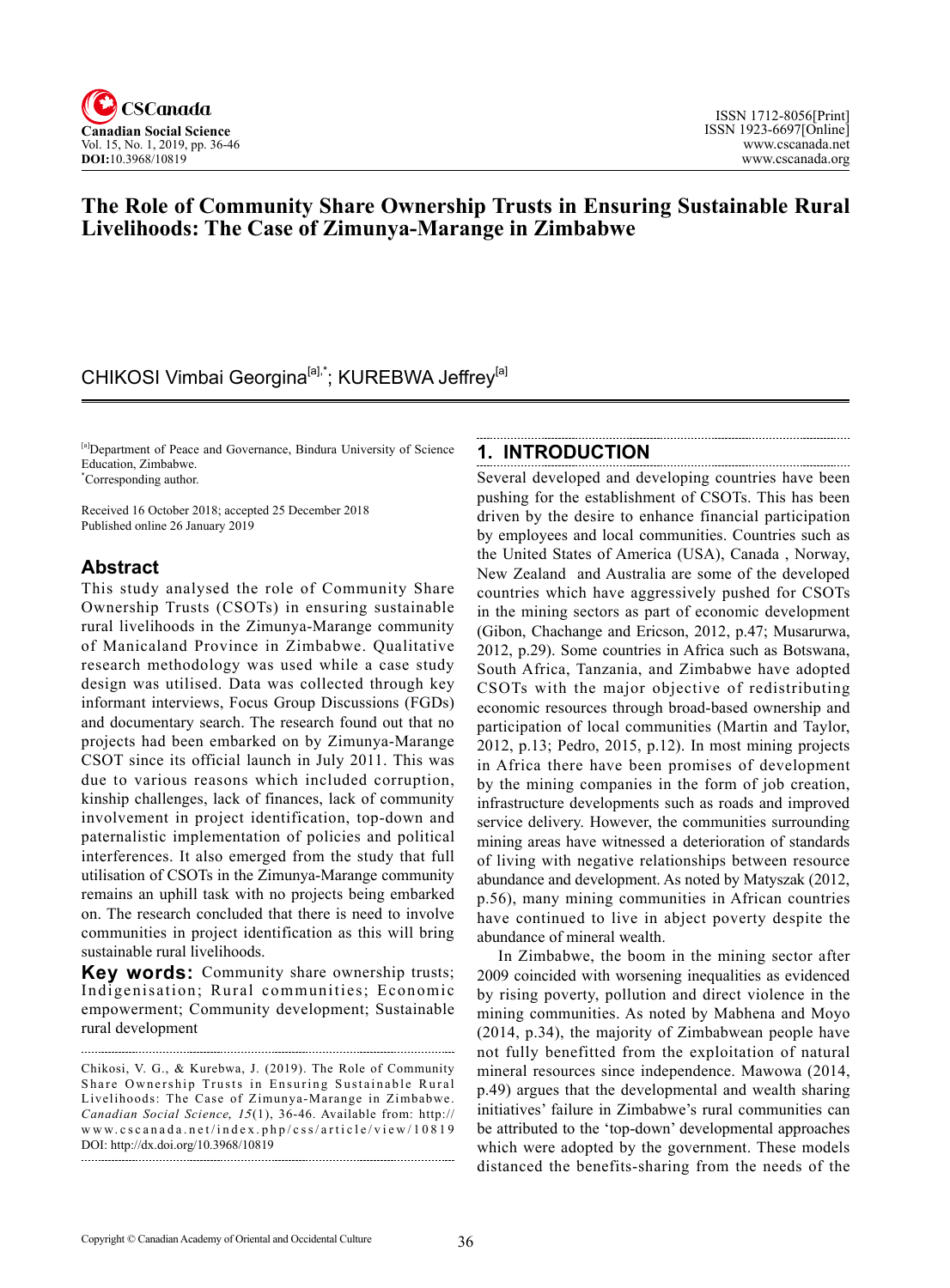# The Role of Community Share Ownership Trusts in Ensuring Sustainable Rural Livelihoods: The Case of Zimunya-Marange in Zimbabwe

CHIKOSI Vimbai Georgina[a],*; KUREBWA Jeffrey[a]

[a]Department of Peace and Governance, Bindura University of Science Education, Zimbabwe.
*Corresponding author.

Received 16 October 2018; accepted 25 December 2018
Published online 26 January 2019

## Abstract

This study analysed the role of Community Share Ownership Trusts (CSOTs) in ensuring sustainable rural livelihoods in the Zimunya-Marange community of Manicaland Province in Zimbabwe. Qualitative research methodology was used while a case study design was utilised. Data was collected through key informant interviews, Focus Group Discussions (FGDs) and documentary search. The research found out that no projects had been embarked on by Zimunya-Marange CSOT since its official launch in July 2011. This was due to various reasons which included corruption, kinship challenges, lack of finances, lack of community involvement in project identification, top-down and paternalistic implementation of policies and political interferences. It also emerged from the study that full utilisation of CSOTs in the Zimunya-Marange community remains an uphill task with no projects being embarked on. The research concluded that there is need to involve communities in project identification as this will bring sustainable rural livelihoods.

**Key words:** Community share ownership trusts; Indigenisation; Rural communities; Economic empowerment; Community development; Sustainable rural development

Chikosi, V. G., & Kurebwa, J. (2019). The Role of Community Share Ownership Trusts in Ensuring Sustainable Rural Livelihoods: The Case of Zimunya-Marange in Zimbabwe. *Canadian Social Science, 15*(1), 36-46. Available from: http://www.cscanada.net/index.php/css/article/view/10819
DOI: http://dx.doi.org/10.3968/10819

## 1. INTRODUCTION

Several developed and developing countries have been pushing for the establishment of CSOTs. This has been driven by the desire to enhance financial participation by employees and local communities. Countries such as the United States of America (USA), Canada , Norway, New Zealand and Australia are some of the developed countries which have aggressively pushed for CSOTs in the mining sectors as part of economic development (Gibon, Chachange and Ericson, 2012, p.47; Musarurwa, 2012, p.29). Some countries in Africa such as Botswana, South Africa, Tanzania, and Zimbabwe have adopted CSOTs with the major objective of redistributing economic resources through broad-based ownership and participation of local communities (Martin and Taylor, 2012, p.13; Pedro, 2015, p.12). In most mining projects in Africa there have been promises of development by the mining companies in the form of job creation, infrastructure developments such as roads and improved service delivery. However, the communities surrounding mining areas have witnessed a deterioration of standards of living with negative relationships between resource abundance and development. As noted by Matyszak (2012, p.56), many mining communities in African countries have continued to live in abject poverty despite the abundance of mineral wealth.

In Zimbabwe, the boom in the mining sector after 2009 coincided with worsening inequalities as evidenced by rising poverty, pollution and direct violence in the mining communities. As noted by Mabhena and Moyo (2014, p.34), the majority of Zimbabwean people have not fully benefitted from the exploitation of natural mineral resources since independence. Mawowa (2014, p.49) argues that the developmental and wealth sharing initiatives' failure in Zimbabwe's rural communities can be attributed to the 'top-down' developmental approaches which were adopted by the government. These models distanced the benefits-sharing from the needs of the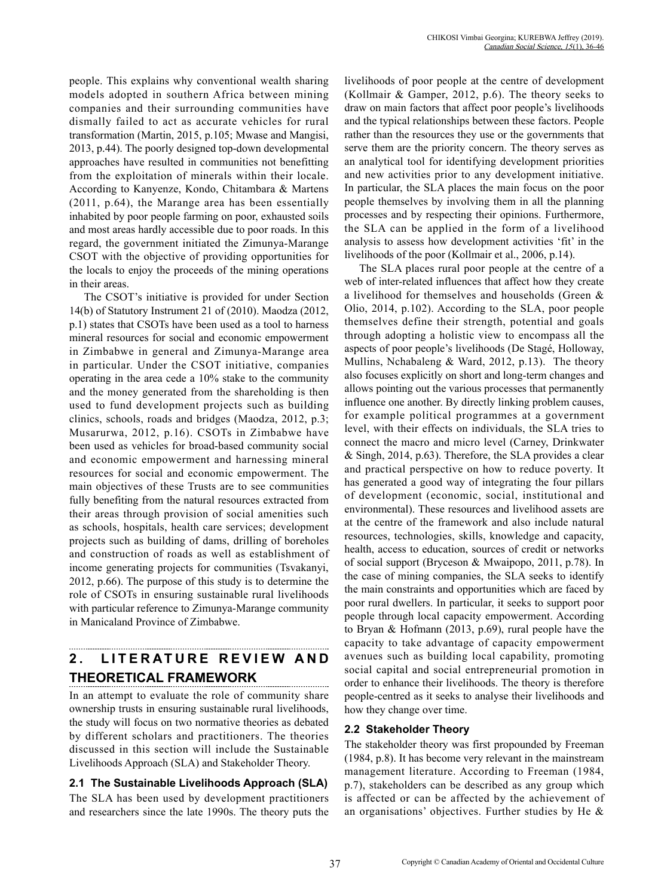people. This explains why conventional wealth sharing models adopted in southern Africa between mining companies and their surrounding communities have dismally failed to act as accurate vehicles for rural transformation (Martin, 2015, p.105; Mwase and Mangisi, 2013, p.44). The poorly designed top-down developmental approaches have resulted in communities not benefitting from the exploitation of minerals within their locale. According to Kanyenze, Kondo, Chitambara & Martens (2011, p.64), the Marange area has been essentially inhabited by poor people farming on poor, exhausted soils and most areas hardly accessible due to poor roads. In this regard, the government initiated the Zimunya-Marange CSOT with the objective of providing opportunities for the locals to enjoy the proceeds of the mining operations in their areas.

The CSOT's initiative is provided for under Section 14(b) of Statutory Instrument 21 of (2010). Maodza (2012, p.1) states that CSOTs have been used as a tool to harness mineral resources for social and economic empowerment in Zimbabwe in general and Zimunya-Marange area in particular. Under the CSOT initiative, companies operating in the area cede a 10% stake to the community and the money generated from the shareholding is then used to fund development projects such as building clinics, schools, roads and bridges (Maodza, 2012, p.3; Musarurwa, 2012, p.16). CSOTs in Zimbabwe have been used as vehicles for broad-based community social and economic empowerment and harnessing mineral resources for social and economic empowerment. The main objectives of these Trusts are to see communities fully benefiting from the natural resources extracted from their areas through provision of social amenities such as schools, hospitals, health care services; development projects such as building of dams, drilling of boreholes and construction of roads as well as establishment of income generating projects for communities (Tsvakanyi, 2012, p.66). The purpose of this study is to determine the role of CSOTs in ensuring sustainable rural livelihoods with particular reference to Zimunya-Marange community in Manicaland Province of Zimbabwe.

## 2. LITERATURE REVIEW AND THEORETICAL FRAMEWORK

In an attempt to evaluate the role of community share ownership trusts in ensuring sustainable rural livelihoods, the study will focus on two normative theories as debated by different scholars and practitioners. The theories discussed in this section will include the Sustainable Livelihoods Approach (SLA) and Stakeholder Theory.

### 2.1 The Sustainable Livelihoods Approach (SLA)

The SLA has been used by development practitioners and researchers since the late 1990s. The theory puts the livelihoods of poor people at the centre of development (Kollmair & Gamper, 2012, p.6). The theory seeks to draw on main factors that affect poor people's livelihoods and the typical relationships between these factors. People rather than the resources they use or the governments that serve them are the priority concern. The theory serves as an analytical tool for identifying development priorities and new activities prior to any development initiative. In particular, the SLA places the main focus on the poor people themselves by involving them in all the planning processes and by respecting their opinions. Furthermore, the SLA can be applied in the form of a livelihood analysis to assess how development activities 'fit' in the livelihoods of the poor (Kollmair et al., 2006, p.14).

The SLA places rural poor people at the centre of a web of inter-related influences that affect how they create a livelihood for themselves and households (Green & Olio, 2014, p.102). According to the SLA, poor people themselves define their strength, potential and goals through adopting a holistic view to encompass all the aspects of poor people's livelihoods (De Stagé, Holloway, Mullins, Nchabaleng & Ward, 2012, p.13). The theory also focuses explicitly on short and long-term changes and allows pointing out the various processes that permanently influence one another. By directly linking problem causes, for example political programmes at a government level, with their effects on individuals, the SLA tries to connect the macro and micro level (Carney, Drinkwater & Singh, 2014, p.63). Therefore, the SLA provides a clear and practical perspective on how to reduce poverty. It has generated a good way of integrating the four pillars of development (economic, social, institutional and environmental). These resources and livelihood assets are at the centre of the framework and also include natural resources, technologies, skills, knowledge and capacity, health, access to education, sources of credit or networks of social support (Bryceson & Mwaipopo, 2011, p.78). In the case of mining companies, the SLA seeks to identify the main constraints and opportunities which are faced by poor rural dwellers. In particular, it seeks to support poor people through local capacity empowerment. According to Bryan & Hofmann (2013, p.69), rural people have the capacity to take advantage of capacity empowerment avenues such as building local capability, promoting social capital and social entrepreneurial promotion in order to enhance their livelihoods. The theory is therefore people-centred as it seeks to analyse their livelihoods and how they change over time.

### 2.2 Stakeholder Theory

The stakeholder theory was first propounded by Freeman (1984, p.8). It has become very relevant in the mainstream management literature. According to Freeman (1984, p.7), stakeholders can be described as any group which is affected or can be affected by the achievement of an organisations' objectives. Further studies by He &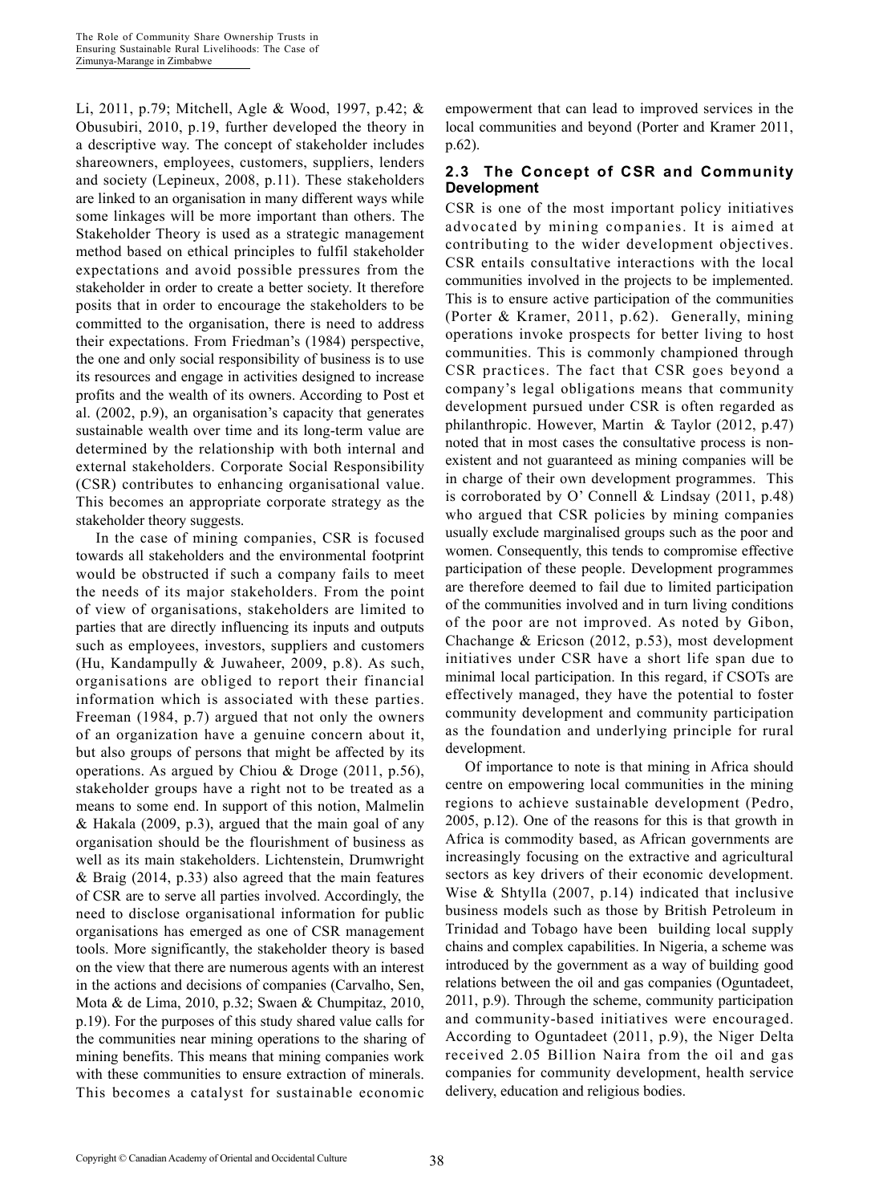Li, 2011, p.79; Mitchell, Agle & Wood, 1997, p.42; & Obusubiri, 2010, p.19, further developed the theory in a descriptive way. The concept of stakeholder includes shareowners, employees, customers, suppliers, lenders and society (Lepineux, 2008, p.11). These stakeholders are linked to an organisation in many different ways while some linkages will be more important than others. The Stakeholder Theory is used as a strategic management method based on ethical principles to fulfil stakeholder expectations and avoid possible pressures from the stakeholder in order to create a better society. It therefore posits that in order to encourage the stakeholders to be committed to the organisation, there is need to address their expectations. From Friedman's (1984) perspective, the one and only social responsibility of business is to use its resources and engage in activities designed to increase profits and the wealth of its owners. According to Post et al. (2002, p.9), an organisation's capacity that generates sustainable wealth over time and its long-term value are determined by the relationship with both internal and external stakeholders. Corporate Social Responsibility (CSR) contributes to enhancing organisational value. This becomes an appropriate corporate strategy as the stakeholder theory suggests.

In the case of mining companies, CSR is focused towards all stakeholders and the environmental footprint would be obstructed if such a company fails to meet the needs of its major stakeholders. From the point of view of organisations, stakeholders are limited to parties that are directly influencing its inputs and outputs such as employees, investors, suppliers and customers (Hu, Kandampully & Juwaheer, 2009, p.8). As such, organisations are obliged to report their financial information which is associated with these parties. Freeman (1984, p.7) argued that not only the owners of an organization have a genuine concern about it, but also groups of persons that might be affected by its operations. As argued by Chiou & Droge (2011, p.56), stakeholder groups have a right not to be treated as a means to some end. In support of this notion, Malmelin & Hakala (2009, p.3), argued that the main goal of any organisation should be the flourishment of business as well as its main stakeholders. Lichtenstein, Drumwright & Braig (2014, p.33) also agreed that the main features of CSR are to serve all parties involved. Accordingly, the need to disclose organisational information for public organisations has emerged as one of CSR management tools. More significantly, the stakeholder theory is based on the view that there are numerous agents with an interest in the actions and decisions of companies (Carvalho, Sen, Mota & de Lima, 2010, p.32; Swaen & Chumpitaz, 2010, p.19). For the purposes of this study shared value calls for the communities near mining operations to the sharing of mining benefits. This means that mining companies work with these communities to ensure extraction of minerals. This becomes a catalyst for sustainable economic empowerment that can lead to improved services in the local communities and beyond (Porter and Kramer 2011, p.62).

### 2.3 The Concept of CSR and Community Development

CSR is one of the most important policy initiatives advocated by mining companies. It is aimed at contributing to the wider development objectives. CSR entails consultative interactions with the local communities involved in the projects to be implemented. This is to ensure active participation of the communities (Porter & Kramer, 2011, p.62). Generally, mining operations invoke prospects for better living to host communities. This is commonly championed through CSR practices. The fact that CSR goes beyond a company's legal obligations means that community development pursued under CSR is often regarded as philanthropic. However, Martin & Taylor (2012, p.47) noted that in most cases the consultative process is non-existent and not guaranteed as mining companies will be in charge of their own development programmes. This is corroborated by O' Connell & Lindsay (2011, p.48) who argued that CSR policies by mining companies usually exclude marginalised groups such as the poor and women. Consequently, this tends to compromise effective participation of these people. Development programmes are therefore deemed to fail due to limited participation of the communities involved and in turn living conditions of the poor are not improved. As noted by Gibon, Chachange & Ericson (2012, p.53), most development initiatives under CSR have a short life span due to minimal local participation. In this regard, if CSOTs are effectively managed, they have the potential to foster community development and community participation as the foundation and underlying principle for rural development.

Of importance to note is that mining in Africa should centre on empowering local communities in the mining regions to achieve sustainable development (Pedro, 2005, p.12). One of the reasons for this is that growth in Africa is commodity based, as African governments are increasingly focusing on the extractive and agricultural sectors as key drivers of their economic development. Wise & Shtylla (2007, p.14) indicated that inclusive business models such as those by British Petroleum in Trinidad and Tobago have been building local supply chains and complex capabilities. In Nigeria, a scheme was introduced by the government as a way of building good relations between the oil and gas companies (Oguntadeet, 2011, p.9). Through the scheme, community participation and community-based initiatives were encouraged. According to Oguntadeet (2011, p.9), the Niger Delta received 2.05 Billion Naira from the oil and gas companies for community development, health service delivery, education and religious bodies.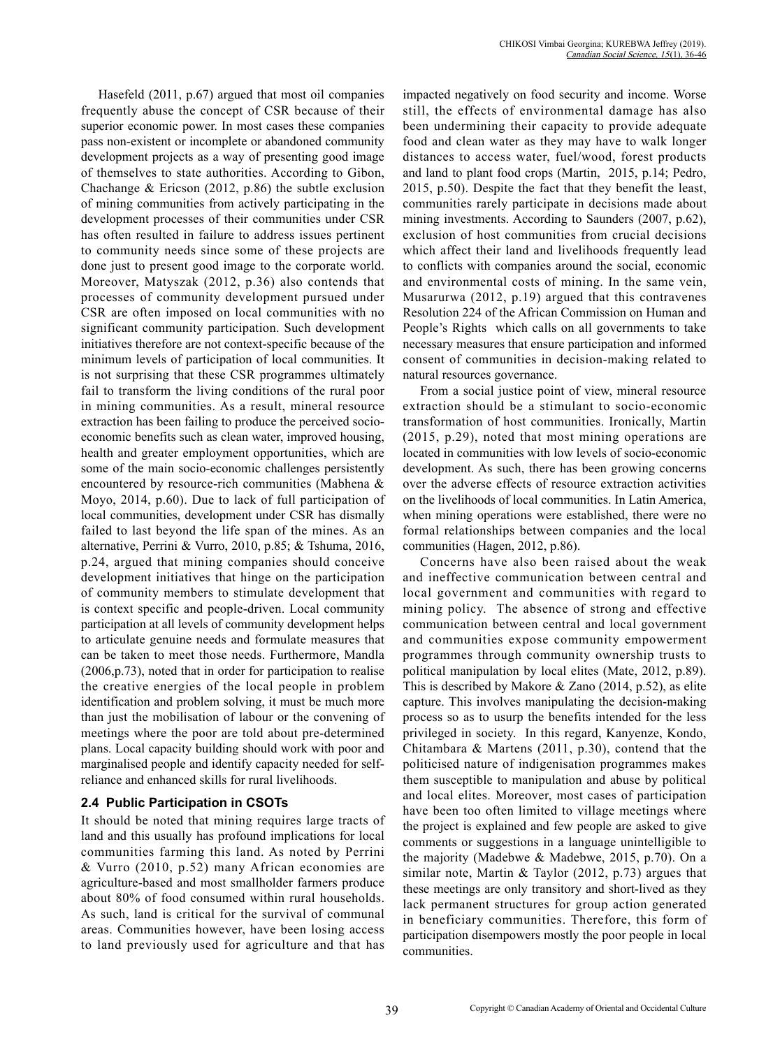Hasefeld (2011, p.67) argued that most oil companies frequently abuse the concept of CSR because of their superior economic power. In most cases these companies pass non-existent or incomplete or abandoned community development projects as a way of presenting good image of themselves to state authorities. According to Gibon, Chachange & Ericson (2012, p.86) the subtle exclusion of mining communities from actively participating in the development processes of their communities under CSR has often resulted in failure to address issues pertinent to community needs since some of these projects are done just to present good image to the corporate world. Moreover, Matyszak (2012, p.36) also contends that processes of community development pursued under CSR are often imposed on local communities with no significant community participation. Such development initiatives therefore are not context-specific because of the minimum levels of participation of local communities. It is not surprising that these CSR programmes ultimately fail to transform the living conditions of the rural poor in mining communities. As a result, mineral resource extraction has been failing to produce the perceived socio-economic benefits such as clean water, improved housing, health and greater employment opportunities, which are some of the main socio-economic challenges persistently encountered by resource-rich communities (Mabhena & Moyo, 2014, p.60). Due to lack of full participation of local communities, development under CSR has dismally failed to last beyond the life span of the mines. As an alternative, Perrini & Vurro, 2010, p.85; & Tshuma, 2016, p.24, argued that mining companies should conceive development initiatives that hinge on the participation of community members to stimulate development that is context specific and people-driven. Local community participation at all levels of community development helps to articulate genuine needs and formulate measures that can be taken to meet those needs. Furthermore, Mandla (2006,p.73), noted that in order for participation to realise the creative energies of the local people in problem identification and problem solving, it must be much more than just the mobilisation of labour or the convening of meetings where the poor are told about pre-determined plans. Local capacity building should work with poor and marginalised people and identify capacity needed for self-reliance and enhanced skills for rural livelihoods.

### 2.4 Public Participation in CSOTs

It should be noted that mining requires large tracts of land and this usually has profound implications for local communities farming this land. As noted by Perrini & Vurro (2010, p.52) many African economies are agriculture-based and most smallholder farmers produce about 80% of food consumed within rural households. As such, land is critical for the survival of communal areas. Communities however, have been losing access to land previously used for agriculture and that has impacted negatively on food security and income. Worse still, the effects of environmental damage has also been undermining their capacity to provide adequate food and clean water as they may have to walk longer distances to access water, fuel/wood, forest products and land to plant food crops (Martin, 2015, p.14; Pedro, 2015, p.50). Despite the fact that they benefit the least, communities rarely participate in decisions made about mining investments. According to Saunders (2007, p.62), exclusion of host communities from crucial decisions which affect their land and livelihoods frequently lead to conflicts with companies around the social, economic and environmental costs of mining. In the same vein, Musarurwa (2012, p.19) argued that this contravenes Resolution 224 of the African Commission on Human and People's Rights which calls on all governments to take necessary measures that ensure participation and informed consent of communities in decision-making related to natural resources governance.

From a social justice point of view, mineral resource extraction should be a stimulant to socio-economic transformation of host communities. Ironically, Martin (2015, p.29), noted that most mining operations are located in communities with low levels of socio-economic development. As such, there has been growing concerns over the adverse effects of resource extraction activities on the livelihoods of local communities. In Latin America, when mining operations were established, there were no formal relationships between companies and the local communities (Hagen, 2012, p.86).

Concerns have also been raised about the weak and ineffective communication between central and local government and communities with regard to mining policy. The absence of strong and effective communication between central and local government and communities expose community empowerment programmes through community ownership trusts to political manipulation by local elites (Mate, 2012, p.89). This is described by Makore & Zano (2014, p.52), as elite capture. This involves manipulating the decision-making process so as to usurp the benefits intended for the less privileged in society. In this regard, Kanyenze, Kondo, Chitambara & Martens (2011, p.30), contend that the politicised nature of indigenisation programmes makes them susceptible to manipulation and abuse by political and local elites. Moreover, most cases of participation have been too often limited to village meetings where the project is explained and few people are asked to give comments or suggestions in a language unintelligible to the majority (Madebwe & Madebwe, 2015, p.70). On a similar note, Martin & Taylor (2012, p.73) argues that these meetings are only transitory and short-lived as they lack permanent structures for group action generated in beneficiary communities. Therefore, this form of participation disempowers mostly the poor people in local communities.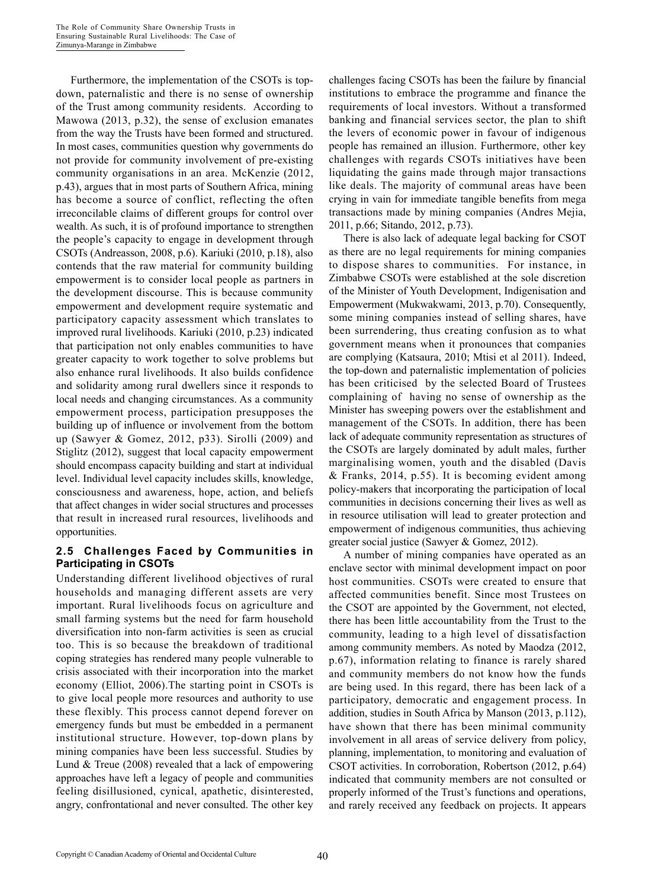Furthermore, the implementation of the CSOTs is top-down, paternalistic and there is no sense of ownership of the Trust among community residents. According to Mawowa (2013, p.32), the sense of exclusion emanates from the way the Trusts have been formed and structured. In most cases, communities question why governments do not provide for community involvement of pre-existing community organisations in an area. McKenzie (2012, p.43), argues that in most parts of Southern Africa, mining has become a source of conflict, reflecting the often irreconcilable claims of different groups for control over wealth. As such, it is of profound importance to strengthen the people's capacity to engage in development through CSOTs (Andreasson, 2008, p.6). Kariuki (2010, p.18), also contends that the raw material for community building empowerment is to consider local people as partners in the development discourse. This is because community empowerment and development require systematic and participatory capacity assessment which translates to improved rural livelihoods. Kariuki (2010, p.23) indicated that participation not only enables communities to have greater capacity to work together to solve problems but also enhance rural livelihoods. It also builds confidence and solidarity among rural dwellers since it responds to local needs and changing circumstances. As a community empowerment process, participation presupposes the building up of influence or involvement from the bottom up (Sawyer & Gomez, 2012, p33). Sirolli (2009) and Stiglitz (2012), suggest that local capacity empowerment should encompass capacity building and start at individual level. Individual level capacity includes skills, knowledge, consciousness and awareness, hope, action, and beliefs that affect changes in wider social structures and processes that result in increased rural resources, livelihoods and opportunities.

## 2.5 Challenges Faced by Communities in Participating in CSOTs

Understanding different livelihood objectives of rural households and managing different assets are very important. Rural livelihoods focus on agriculture and small farming systems but the need for farm household diversification into non-farm activities is seen as crucial too. This is so because the breakdown of traditional coping strategies has rendered many people vulnerable to crisis associated with their incorporation into the market economy (Elliot, 2006).The starting point in CSOTs is to give local people more resources and authority to use these flexibly. This process cannot depend forever on emergency funds but must be embedded in a permanent institutional structure. However, top-down plans by mining companies have been less successful. Studies by Lund & Treue (2008) revealed that a lack of empowering approaches have left a legacy of people and communities feeling disillusioned, cynical, apathetic, disinterested, angry, confrontational and never consulted. The other key challenges facing CSOTs has been the failure by financial institutions to embrace the programme and finance the requirements of local investors. Without a transformed banking and financial services sector, the plan to shift the levers of economic power in favour of indigenous people has remained an illusion. Furthermore, other key challenges with regards CSOTs initiatives have been liquidating the gains made through major transactions like deals. The majority of communal areas have been crying in vain for immediate tangible benefits from mega transactions made by mining companies (Andres Mejia, 2011, p.66; Sitando, 2012, p.73).

There is also lack of adequate legal backing for CSOT as there are no legal requirements for mining companies to dispose shares to communities. For instance, in Zimbabwe CSOTs were established at the sole discretion of the Minister of Youth Development, Indigenisation and Empowerment (Mukwakwami, 2013, p.70). Consequently, some mining companies instead of selling shares, have been surrendering, thus creating confusion as to what government means when it pronounces that companies are complying (Katsaura, 2010; Mtisi et al 2011). Indeed, the top-down and paternalistic implementation of policies has been criticised by the selected Board of Trustees complaining of having no sense of ownership as the Minister has sweeping powers over the establishment and management of the CSOTs. In addition, there has been lack of adequate community representation as structures of the CSOTs are largely dominated by adult males, further marginalising women, youth and the disabled (Davis & Franks, 2014, p.55). It is becoming evident among policy-makers that incorporating the participation of local communities in decisions concerning their lives as well as in resource utilisation will lead to greater protection and empowerment of indigenous communities, thus achieving greater social justice (Sawyer & Gomez, 2012).

A number of mining companies have operated as an enclave sector with minimal development impact on poor host communities. CSOTs were created to ensure that affected communities benefit. Since most Trustees on the CSOT are appointed by the Government, not elected, there has been little accountability from the Trust to the community, leading to a high level of dissatisfaction among community members. As noted by Maodza (2012, p.67), information relating to finance is rarely shared and community members do not know how the funds are being used. In this regard, there has been lack of a participatory, democratic and engagement process. In addition, studies in South Africa by Manson (2013, p.112), have shown that there has been minimal community involvement in all areas of service delivery from policy, planning, implementation, to monitoring and evaluation of CSOT activities. In corroboration, Robertson (2012, p.64) indicated that community members are not consulted or properly informed of the Trust's functions and operations, and rarely received any feedback on projects. It appears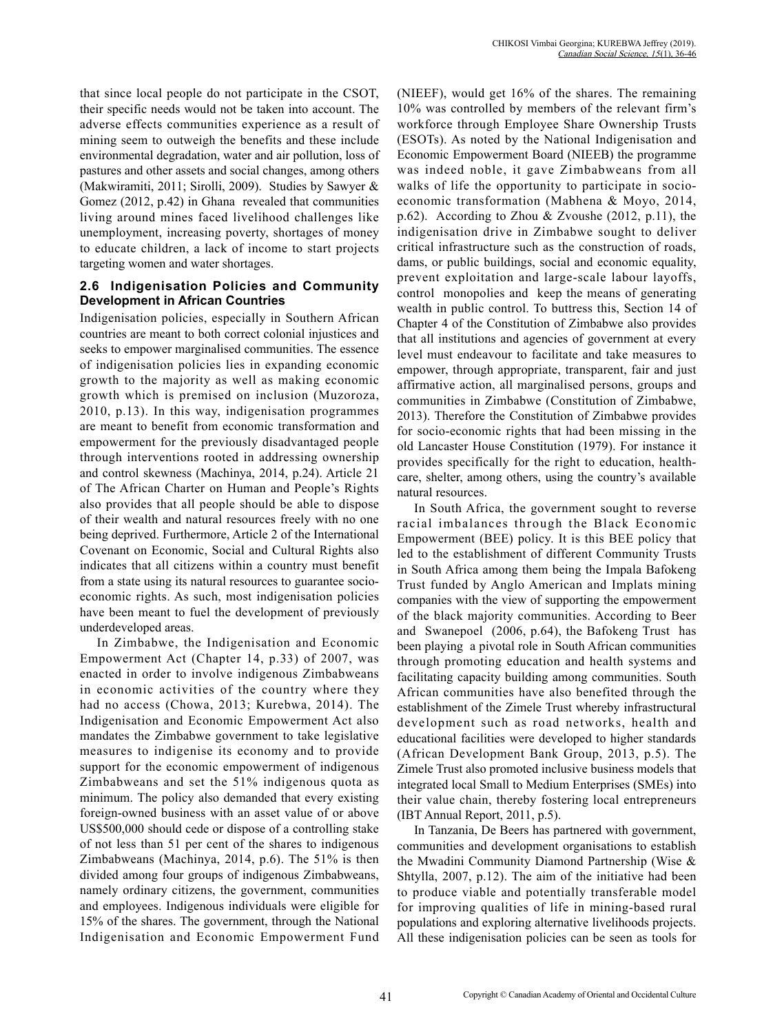that since local people do not participate in the CSOT, their specific needs would not be taken into account. The adverse effects communities experience as a result of mining seem to outweigh the benefits and these include environmental degradation, water and air pollution, loss of pastures and other assets and social changes, among others (Makwiramiti, 2011; Sirolli, 2009). Studies by Sawyer & Gomez (2012, p.42) in Ghana revealed that communities living around mines faced livelihood challenges like unemployment, increasing poverty, shortages of money to educate children, a lack of income to start projects targeting women and water shortages.

### 2.6 Indigenisation Policies and Community Development in African Countries

Indigenisation policies, especially in Southern African countries are meant to both correct colonial injustices and seeks to empower marginalised communities. The essence of indigenisation policies lies in expanding economic growth to the majority as well as making economic growth which is premised on inclusion (Muzoroza, 2010, p.13). In this way, indigenisation programmes are meant to benefit from economic transformation and empowerment for the previously disadvantaged people through interventions rooted in addressing ownership and control skewness (Machinya, 2014, p.24). Article 21 of The African Charter on Human and People's Rights also provides that all people should be able to dispose of their wealth and natural resources freely with no one being deprived. Furthermore, Article 2 of the International Covenant on Economic, Social and Cultural Rights also indicates that all citizens within a country must benefit from a state using its natural resources to guarantee socio-economic rights. As such, most indigenisation policies have been meant to fuel the development of previously underdeveloped areas.

In Zimbabwe, the Indigenisation and Economic Empowerment Act (Chapter 14, p.33) of 2007, was enacted in order to involve indigenous Zimbabweans in economic activities of the country where they had no access (Chowa, 2013; Kurebwa, 2014). The Indigenisation and Economic Empowerment Act also mandates the Zimbabwe government to take legislative measures to indigenise its economy and to provide support for the economic empowerment of indigenous Zimbabweans and set the 51% indigenous quota as minimum. The policy also demanded that every existing foreign-owned business with an asset value of or above US$500,000 should cede or dispose of a controlling stake of not less than 51 per cent of the shares to indigenous Zimbabweans (Machinya, 2014, p.6). The 51% is then divided among four groups of indigenous Zimbabweans, namely ordinary citizens, the government, communities and employees. Indigenous individuals were eligible for 15% of the shares. The government, through the National Indigenisation and Economic Empowerment Fund (NIEEF), would get 16% of the shares. The remaining 10% was controlled by members of the relevant firm's workforce through Employee Share Ownership Trusts (ESOTs). As noted by the National Indigenisation and Economic Empowerment Board (NIEEB) the programme was indeed noble, it gave Zimbabweans from all walks of life the opportunity to participate in socio-economic transformation (Mabhena & Moyo, 2014, p.62). According to Zhou & Zvoushe (2012, p.11), the indigenisation drive in Zimbabwe sought to deliver critical infrastructure such as the construction of roads, dams, or public buildings, social and economic equality, prevent exploitation and large-scale labour layoffs, control monopolies and keep the means of generating wealth in public control. To buttress this, Section 14 of Chapter 4 of the Constitution of Zimbabwe also provides that all institutions and agencies of government at every level must endeavour to facilitate and take measures to empower, through appropriate, transparent, fair and just affirmative action, all marginalised persons, groups and communities in Zimbabwe (Constitution of Zimbabwe, 2013). Therefore the Constitution of Zimbabwe provides for socio-economic rights that had been missing in the old Lancaster House Constitution (1979). For instance it provides specifically for the right to education, health-care, shelter, among others, using the country's available natural resources.

In South Africa, the government sought to reverse racial imbalances through the Black Economic Empowerment (BEE) policy. It is this BEE policy that led to the establishment of different Community Trusts in South Africa among them being the Impala Bafokeng Trust funded by Anglo American and Implats mining companies with the view of supporting the empowerment of the black majority communities. According to Beer and Swanepoel (2006, p.64), the Bafokeng Trust has been playing a pivotal role in South African communities through promoting education and health systems and facilitating capacity building among communities. South African communities have also benefited through the establishment of the Zimele Trust whereby infrastructural development such as road networks, health and educational facilities were developed to higher standards (African Development Bank Group, 2013, p.5). The Zimele Trust also promoted inclusive business models that integrated local Small to Medium Enterprises (SMEs) into their value chain, thereby fostering local entrepreneurs (IBT Annual Report, 2011, p.5).

In Tanzania, De Beers has partnered with government, communities and development organisations to establish the Mwadini Community Diamond Partnership (Wise & Shtylla, 2007, p.12). The aim of the initiative had been to produce viable and potentially transferable model for improving qualities of life in mining-based rural populations and exploring alternative livelihoods projects. All these indigenisation policies can be seen as tools for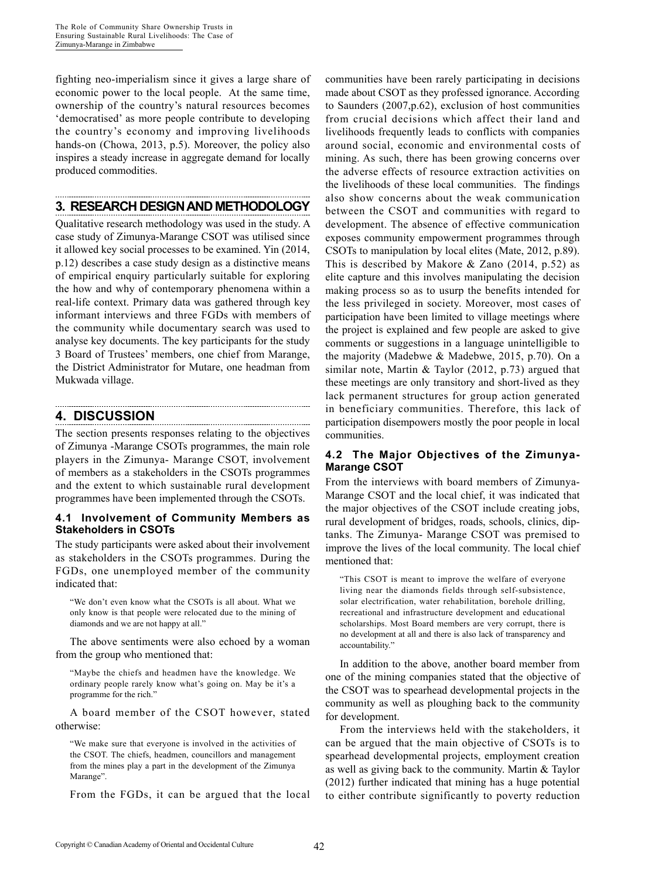fighting neo-imperialism since it gives a large share of economic power to the local people. At the same time, ownership of the country's natural resources becomes 'democratised' as more people contribute to developing the country's economy and improving livelihoods hands-on (Chowa, 2013, p.5). Moreover, the policy also inspires a steady increase in aggregate demand for locally produced commodities.

## 3. RESEARCH DESIGN AND METHODOLOGY

Qualitative research methodology was used in the study. A case study of Zimunya-Marange CSOT was utilised since it allowed key social processes to be examined. Yin (2014, p.12) describes a case study design as a distinctive means of empirical enquiry particularly suitable for exploring the how and why of contemporary phenomena within a real-life context. Primary data was gathered through key informant interviews and three FGDs with members of the community while documentary search was used to analyse key documents. The key participants for the study 3 Board of Trustees' members, one chief from Marange, the District Administrator for Mutare, one headman from Mukwada village.

## 4. DISCUSSION

The section presents responses relating to the objectives of Zimunya -Marange CSOTs programmes, the main role players in the Zimunya- Marange CSOT, involvement of members as a stakeholders in the CSOTs programmes and the extent to which sustainable rural development programmes have been implemented through the CSOTs.

### 4.1 Involvement of Community Members as Stakeholders in CSOTs

The study participants were asked about their involvement as stakeholders in the CSOTs programmes. During the FGDs, one unemployed member of the community indicated that:

> "We don't even know what the CSOTs is all about. What we only know is that people were relocated due to the mining of diamonds and we are not happy at all."

The above sentiments were also echoed by a woman from the group who mentioned that:

> "Maybe the chiefs and headmen have the knowledge. We ordinary people rarely know what's going on. May be it's a programme for the rich."

A board member of the CSOT however, stated otherwise:

> "We make sure that everyone is involved in the activities of the CSOT. The chiefs, headmen, councillors and management from the mines play a part in the development of the Zimunya Marange".

From the FGDs, it can be argued that the local communities have been rarely participating in decisions made about CSOT as they professed ignorance. According to Saunders (2007,p.62), exclusion of host communities from crucial decisions which affect their land and livelihoods frequently leads to conflicts with companies around social, economic and environmental costs of mining. As such, there has been growing concerns over the adverse effects of resource extraction activities on the livelihoods of these local communities. The findings also show concerns about the weak communication between the CSOT and communities with regard to development. The absence of effective communication exposes community empowerment programmes through CSOTs to manipulation by local elites (Mate, 2012, p.89). This is described by Makore & Zano (2014, p.52) as elite capture and this involves manipulating the decision making process so as to usurp the benefits intended for the less privileged in society. Moreover, most cases of participation have been limited to village meetings where the project is explained and few people are asked to give comments or suggestions in a language unintelligible to the majority (Madebwe & Madebwe, 2015, p.70). On a similar note, Martin & Taylor (2012, p.73) argued that these meetings are only transitory and short-lived as they lack permanent structures for group action generated in beneficiary communities. Therefore, this lack of participation disempowers mostly the poor people in local communities.

### 4.2 The Major Objectives of the Zimunya-Marange CSOT

From the interviews with board members of Zimunya-Marange CSOT and the local chief, it was indicated that the major objectives of the CSOT include creating jobs, rural development of bridges, roads, schools, clinics, dip-tanks. The Zimunya- Marange CSOT was premised to improve the lives of the local community. The local chief mentioned that:

> "This CSOT is meant to improve the welfare of everyone living near the diamonds fields through self-subsistence, solar electrification, water rehabilitation, borehole drilling, recreational and infrastructure development and educational scholarships. Most Board members are very corrupt, there is no development at all and there is also lack of transparency and accountability."

In addition to the above, another board member from one of the mining companies stated that the objective of the CSOT was to spearhead developmental projects in the community as well as ploughing back to the community for development.

From the interviews held with the stakeholders, it can be argued that the main objective of CSOTs is to spearhead developmental projects, employment creation as well as giving back to the community. Martin & Taylor (2012) further indicated that mining has a huge potential to either contribute significantly to poverty reduction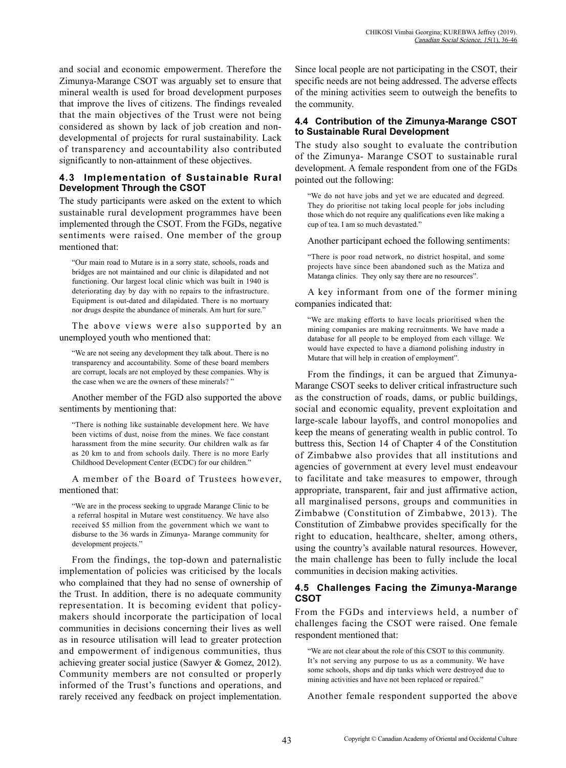and social and economic empowerment. Therefore the Zimunya-Marange CSOT was arguably set to ensure that mineral wealth is used for broad development purposes that improve the lives of citizens. The findings revealed that the main objectives of the Trust were not being considered as shown by lack of job creation and non-developmental of projects for rural sustainability. Lack of transparency and accountability also contributed significantly to non-attainment of these objectives.

### 4.3 Implementation of Sustainable Rural Development Through the CSOT

The study participants were asked on the extent to which sustainable rural development programmes have been implemented through the CSOT. From the FGDs, negative sentiments were raised. One member of the group mentioned that:

> "Our main road to Mutare is in a sorry state, schools, roads and bridges are not maintained and our clinic is dilapidated and not functioning. Our largest local clinic which was built in 1940 is deteriorating day by day with no repairs to the infrastructure. Equipment is out-dated and dilapidated. There is no mortuary nor drugs despite the abundance of minerals. Am hurt for sure."

The above views were also supported by an unemployed youth who mentioned that:

> "We are not seeing any development they talk about. There is no transparency and accountability. Some of these board members are corrupt, locals are not employed by these companies. Why is the case when we are the owners of these minerals? "

Another member of the FGD also supported the above sentiments by mentioning that:

> "There is nothing like sustainable development here. We have been victims of dust, noise from the mines. We face constant harassment from the mine security. Our children walk as far as 20 km to and from schools daily. There is no more Early Childhood Development Center (ECDC) for our children."

A member of the Board of Trustees however, mentioned that:

> "We are in the process seeking to upgrade Marange Clinic to be a referral hospital in Mutare west constituency. We have also received $5 million from the government which we want to disburse to the 36 wards in Zimunya- Marange community for development projects."

From the findings, the top-down and paternalistic implementation of policies was criticised by the locals who complained that they had no sense of ownership of the Trust. In addition, there is no adequate community representation. It is becoming evident that policy-makers should incorporate the participation of local communities in decisions concerning their lives as well as in resource utilisation will lead to greater protection and empowerment of indigenous communities, thus achieving greater social justice (Sawyer & Gomez, 2012). Community members are not consulted or properly informed of the Trust's functions and operations, and rarely received any feedback on project implementation. Since local people are not participating in the CSOT, their specific needs are not being addressed. The adverse effects of the mining activities seem to outweigh the benefits to the community.

### 4.4 Contribution of the Zimunya-Marange CSOT to Sustainable Rural Development

The study also sought to evaluate the contribution of the Zimunya- Marange CSOT to sustainable rural development. A female respondent from one of the FGDs pointed out the following:

> "We do not have jobs and yet we are educated and degreed. They do prioritise not taking local people for jobs including those which do not require any qualifications even like making a cup of tea. I am so much devastated."

Another participant echoed the following sentiments:

> "There is poor road network, no district hospital, and some projects have since been abandoned such as the Matiza and Matanga clinics. They only say there are no resources".

A key informant from one of the former mining companies indicated that:

> "We are making efforts to have locals prioritised when the mining companies are making recruitments. We have made a database for all people to be employed from each village. We would have expected to have a diamond polishing industry in Mutare that will help in creation of employment".

From the findings, it can be argued that Zimunya-Marange CSOT seeks to deliver critical infrastructure such as the construction of roads, dams, or public buildings, social and economic equality, prevent exploitation and large-scale labour layoffs, and control monopolies and keep the means of generating wealth in public control. To buttress this, Section 14 of Chapter 4 of the Constitution of Zimbabwe also provides that all institutions and agencies of government at every level must endeavour to facilitate and take measures to empower, through appropriate, transparent, fair and just affirmative action, all marginalised persons, groups and communities in Zimbabwe (Constitution of Zimbabwe, 2013). The Constitution of Zimbabwe provides specifically for the right to education, healthcare, shelter, among others, using the country's available natural resources. However, the main challenge has been to fully include the local communities in decision making activities.

### 4.5 Challenges Facing the Zimunya-Marange CSOT

From the FGDs and interviews held, a number of challenges facing the CSOT were raised. One female respondent mentioned that:

> "We are not clear about the role of this CSOT to this community. It's not serving any purpose to us as a community. We have some schools, shops and dip tanks which were destroyed due to mining activities and have not been replaced or repaired."

Another female respondent supported the above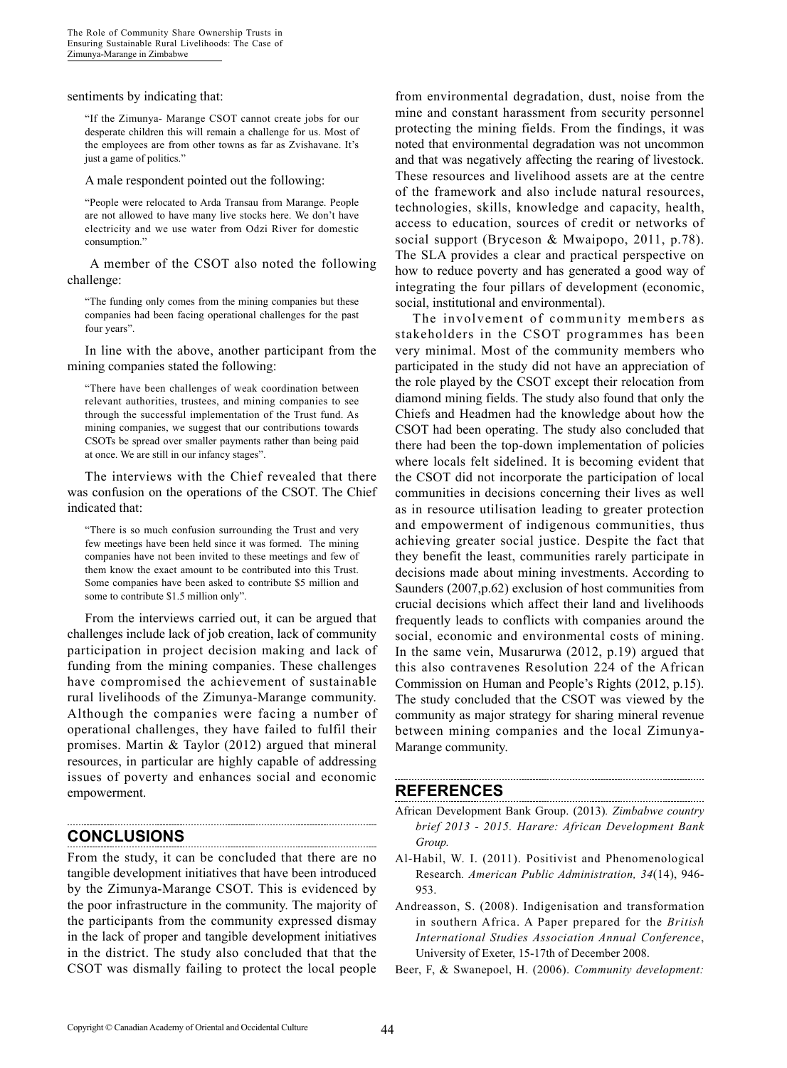sentiments by indicating that:

> "If the Zimunya- Marange CSOT cannot create jobs for our desperate children this will remain a challenge for us. Most of the employees are from other towns as far as Zvishavane. It's just a game of politics."

A male respondent pointed out the following:

> "People were relocated to Arda Transau from Marange. People are not allowed to have many live stocks here. We don't have electricity and we use water from Odzi River for domestic consumption."

A member of the CSOT also noted the following challenge:

> "The funding only comes from the mining companies but these companies had been facing operational challenges for the past four years".

In line with the above, another participant from the mining companies stated the following:

> "There have been challenges of weak coordination between relevant authorities, trustees, and mining companies to see through the successful implementation of the Trust fund. As mining companies, we suggest that our contributions towards CSOTs be spread over smaller payments rather than being paid at once. We are still in our infancy stages".

The interviews with the Chief revealed that there was confusion on the operations of the CSOT. The Chief indicated that:

> "There is so much confusion surrounding the Trust and very few meetings have been held since it was formed. The mining companies have not been invited to these meetings and few of them know the exact amount to be contributed into this Trust. Some companies have been asked to contribute \$5 million and some to contribute \$1.5 million only".

From the interviews carried out, it can be argued that challenges include lack of job creation, lack of community participation in project decision making and lack of funding from the mining companies. These challenges have compromised the achievement of sustainable rural livelihoods of the Zimunya-Marange community. Although the companies were facing a number of operational challenges, they have failed to fulfil their promises. Martin & Taylor (2012) argued that mineral resources, in particular are highly capable of addressing issues of poverty and enhances social and economic empowerment.

## CONCLUSIONS

From the study, it can be concluded that there are no tangible development initiatives that have been introduced by the Zimunya-Marange CSOT. This is evidenced by the poor infrastructure in the community. The majority of the participants from the community expressed dismay in the lack of proper and tangible development initiatives in the district. The study also concluded that that the CSOT was dismally failing to protect the local people from environmental degradation, dust, noise from the mine and constant harassment from security personnel protecting the mining fields. From the findings, it was noted that environmental degradation was not uncommon and that was negatively affecting the rearing of livestock. These resources and livelihood assets are at the centre of the framework and also include natural resources, technologies, skills, knowledge and capacity, health, access to education, sources of credit or networks of social support (Bryceson & Mwaipopo, 2011, p.78). The SLA provides a clear and practical perspective on how to reduce poverty and has generated a good way of integrating the four pillars of development (economic, social, institutional and environmental).

The involvement of community members as stakeholders in the CSOT programmes has been very minimal. Most of the community members who participated in the study did not have an appreciation of the role played by the CSOT except their relocation from diamond mining fields. The study also found that only the Chiefs and Headmen had the knowledge about how the CSOT had been operating. The study also concluded that there had been the top-down implementation of policies where locals felt sidelined. It is becoming evident that the CSOT did not incorporate the participation of local communities in decisions concerning their lives as well as in resource utilisation leading to greater protection and empowerment of indigenous communities, thus achieving greater social justice. Despite the fact that they benefit the least, communities rarely participate in decisions made about mining investments. According to Saunders (2007,p.62) exclusion of host communities from crucial decisions which affect their land and livelihoods frequently leads to conflicts with companies around the social, economic and environmental costs of mining. In the same vein, Musarurwa (2012, p.19) argued that this also contravenes Resolution 224 of the African Commission on Human and People's Rights (2012, p.15). The study concluded that the CSOT was viewed by the community as major strategy for sharing mineral revenue between mining companies and the local Zimunya-Marange community.

## REFERENCES

African Development Bank Group. (2013). *Zimbabwe country brief 2013 - 2015. Harare: African Development Bank Group.*

Al-Habil, W. I. (2011). Positivist and Phenomenological Research. *American Public Administration, 34*(14), 946-953.

Andreasson, S. (2008). Indigenisation and transformation in southern Africa. A Paper prepared for the *British International Studies Association Annual Conference*, University of Exeter, 15-17th of December 2008.

Beer, F, & Swanepoel, H. (2006). *Community development:*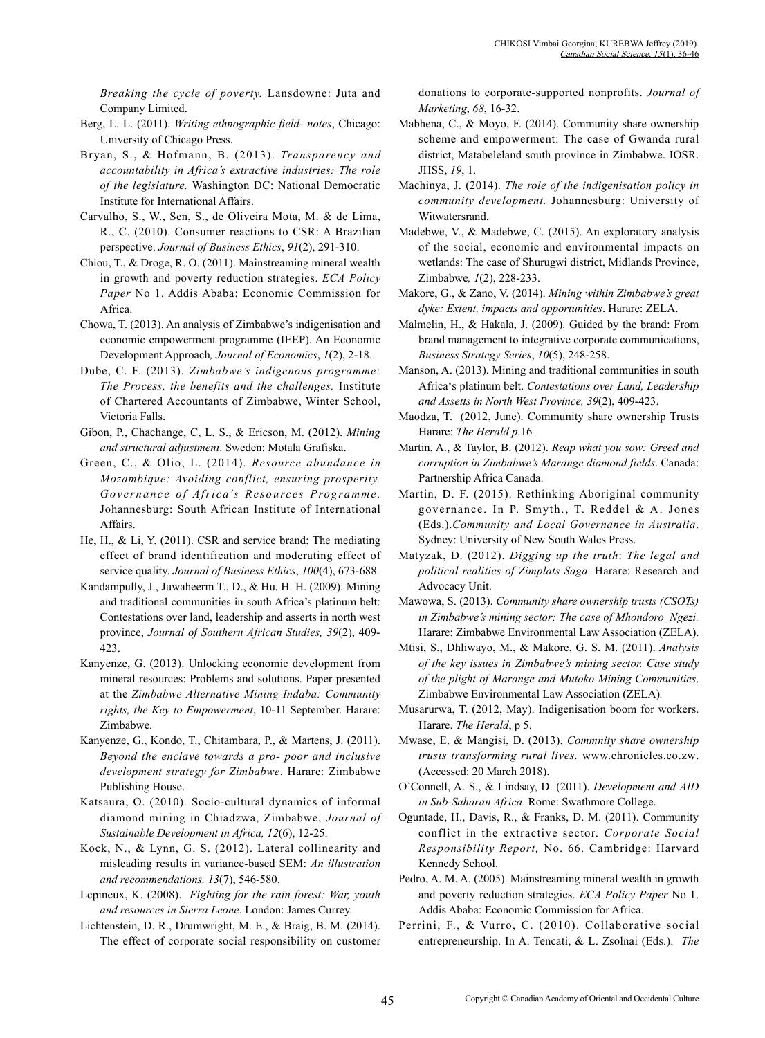*Breaking the cycle of poverty.* Lansdowne: Juta and Company Limited.

Berg, L. L. (2011). *Writing ethnographic field- notes*, Chicago: University of Chicago Press.

Bryan, S., & Hofmann, B. (2013). *Transparency and accountability in Africa's extractive industries: The role of the legislature.* Washington DC: National Democratic Institute for International Affairs.

Carvalho, S., W., Sen, S., de Oliveira Mota, M. & de Lima, R., C. (2010). Consumer reactions to CSR: A Brazilian perspective. *Journal of Business Ethics*, *91*(2), 291-310.

Chiou, T., & Droge, R. O. (2011). Mainstreaming mineral wealth in growth and poverty reduction strategies. *ECA Policy Paper* No 1. Addis Ababa: Economic Commission for Africa.

Chowa, T. (2013). An analysis of Zimbabwe's indigenisation and economic empowerment programme (IEEP). An Economic Development Approach*, Journal of Economics*, *1*(2), 2-18.

Dube, C. F. (2013). *Zimbabwe's indigenous programme: The Process, the benefits and the challenges.* Institute of Chartered Accountants of Zimbabwe, Winter School, Victoria Falls.

Gibon, P., Chachange, C, L. S., & Ericson, M. (2012). *Mining and structural adjustment*. Sweden: Motala Grafiska.

Green, C., & Olio, L. (2014). *Resource abundance in Mozambique: Avoiding conflict, ensuring prosperity. Governance of Africa's Resources Programme.* Johannesburg: South African Institute of International Affairs.

He, H., & Li, Y. (2011). CSR and service brand: The mediating effect of brand identification and moderating effect of service quality. *Journal of Business Ethics*, *100*(4), 673-688.

Kandampully, J., Juwaheerm T., D., & Hu, H. H. (2009). Mining and traditional communities in south Africa's platinum belt: Contestations over land, leadership and asserts in north west province, *Journal of Southern African Studies, 39*(2), 409-423.

Kanyenze, G. (2013). Unlocking economic development from mineral resources: Problems and solutions. Paper presented at the *Zimbabwe Alternative Mining Indaba: Community rights, the Key to Empowerment*, 10-11 September. Harare: Zimbabwe.

Kanyenze, G., Kondo, T., Chitambara, P., & Martens, J. (2011). *Beyond the enclave towards a pro- poor and inclusive development strategy for Zimbabwe*. Harare: Zimbabwe Publishing House.

Katsaura, O. (2010). Socio-cultural dynamics of informal diamond mining in Chiadzwa, Zimbabwe, *Journal of Sustainable Development in Africa, 12*(6), 12-25.

Kock, N., & Lynn, G. S. (2012). Lateral collinearity and misleading results in variance-based SEM: *An illustration and recommendations, 13*(7), 546-580.

Lepineux, K. (2008). *Fighting for the rain forest: War, youth and resources in Sierra Leone*. London: James Currey.

Lichtenstein, D. R., Drumwright, M. E., & Braig, B. M. (2014). The effect of corporate social responsibility on customer donations to corporate-supported nonprofits. *Journal of Marketing*, *68*, 16-32.

Mabhena, C., & Moyo, F. (2014). Community share ownership scheme and empowerment: The case of Gwanda rural district, Matabeleland south province in Zimbabwe. IOSR. JHSS, *19*, 1.

Machinya, J. (2014). *The role of the indigenisation policy in community development.* Johannesburg: University of Witwatersrand.

Madebwe, V., & Madebwe, C. (2015). An exploratory analysis of the social, economic and environmental impacts on wetlands: The case of Shurugwi district, Midlands Province, Zimbabwe*, 1*(2), 228-233.

Makore, G., & Zano, V. (2014). *Mining within Zimbabwe's great dyke: Extent, impacts and opportunities*. Harare: ZELA.

Malmelin, H., & Hakala, J. (2009). Guided by the brand: From brand management to integrative corporate communications, *Business Strategy Series*, *10*(5), 248-258.

Manson, A. (2013). Mining and traditional communities in south Africa's platinum belt. *Contestations over Land, Leadership and Assetts in North West Province, 39*(2), 409-423.

Maodza, T. (2012, June). Community share ownership Trusts Harare: *The Herald p.*16*.*

Martin, A., & Taylor, B. (2012). *Reap what you sow: Greed and corruption in Zimbabwe's Marange diamond fields*. Canada: Partnership Africa Canada.

Martin, D. F. (2015). Rethinking Aboriginal community governance. In P. Smyth., T. Reddel & A. Jones (Eds.).*Community and Local Governance in Australia*. Sydney: University of New South Wales Press.

Matyzak, D. (2012). *Digging up the truth*: *The legal and political realities of Zimplats Saga.* Harare: Research and Advocacy Unit.

Mawowa, S. (2013). *Community share ownership trusts (CSOTs) in Zimbabwe's mining sector: The case of Mhondoro_Ngezi.* Harare: Zimbabwe Environmental Law Association (ZELA).

Mtisi, S., Dhliwayo, M., & Makore, G. S. M. (2011). *Analysis of the key issues in Zimbabwe's mining sector. Case study of the plight of Marange and Mutoko Mining Communities*. Zimbabwe Environmental Law Association (ZELA)*.*

Musarurwa, T. (2012, May). Indigenisation boom for workers. Harare. *The Herald*, p 5.

Mwase, E. & Mangisi, D. (2013). *Commnity share ownership trusts transforming rural lives.* www.chronicles.co.zw. (Accessed: 20 March 2018).

O'Connell, A. S., & Lindsay, D. (2011). *Development and AID in Sub-Saharan Africa*. Rome: Swathmore College.

Oguntade, H., Davis, R., & Franks, D. M. (2011). Community conflict in the extractive sector. *Corporate Social Responsibility Report,* No. 66. Cambridge: Harvard Kennedy School.

Pedro, A. M. A. (2005). Mainstreaming mineral wealth in growth and poverty reduction strategies. *ECA Policy Paper* No 1. Addis Ababa: Economic Commission for Africa.

Perrini, F., & Vurro, C. (2010). Collaborative social entrepreneurship. In A. Tencati, & L. Zsolnai (Eds.). *The*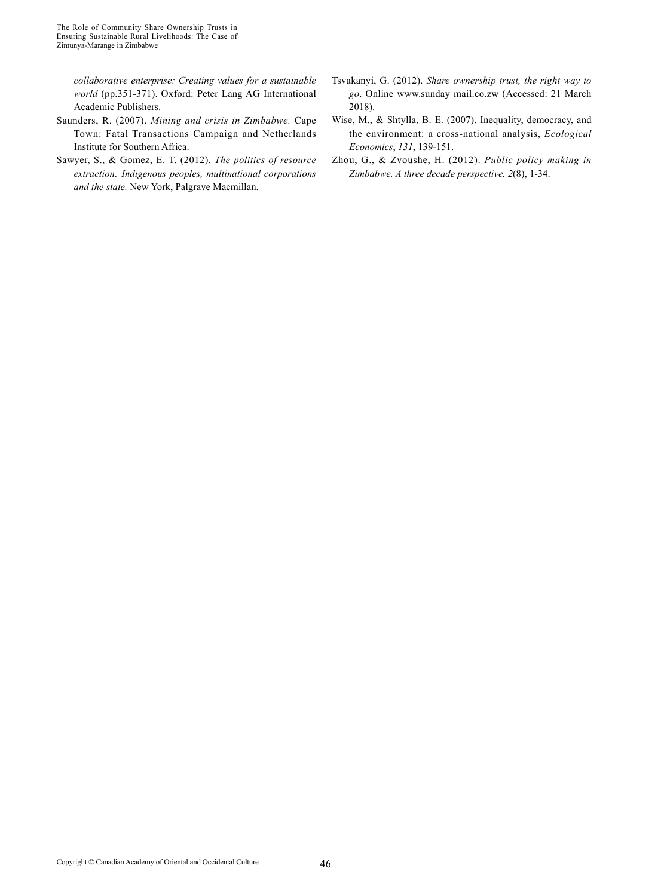*collaborative enterprise: Creating values for a sustainable world* (pp.351-371). Oxford: Peter Lang AG International Academic Publishers.

Saunders, R. (2007). *Mining and crisis in Zimbabwe.* Cape Town: Fatal Transactions Campaign and Netherlands Institute for Southern Africa.

Sawyer, S., & Gomez, E. T. (2012). *The politics of resource extraction: Indigenous peoples, multinational corporations and the state.* New York, Palgrave Macmillan.

Tsvakanyi, G. (2012). *Share ownership trust, the right way to go*. Online www.sunday mail.co.zw (Accessed: 21 March 2018).

Wise, M., & Shtylla, B. E. (2007). Inequality, democracy, and the environment: a cross-national analysis, *Ecological Economics*, *131*, 139-151.

Zhou, G., & Zvoushe, H. (2012). *Public policy making in Zimbabwe. A three decade perspective. 2*(8), 1-34.